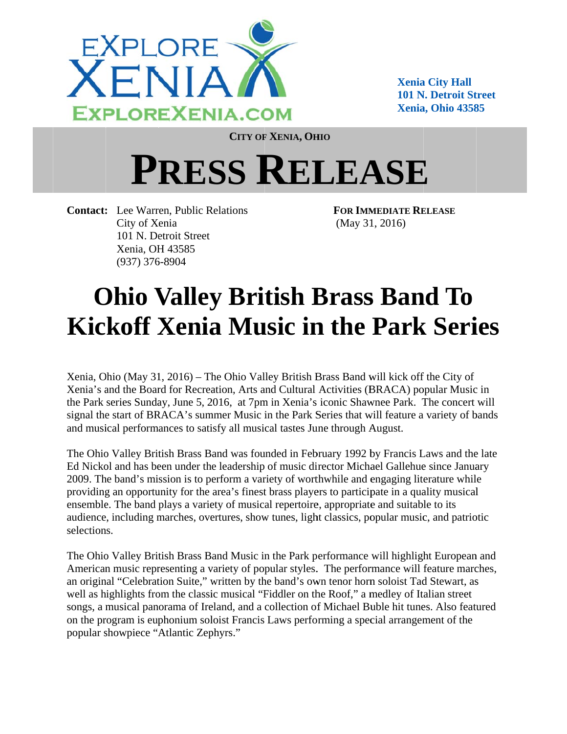EXPLORE XENIA
EXPLOREXENIA.COM

**Xenia City Hall**
**101 N. Detroit Street**
**Xenia, Ohio 43585**

**CITY OF XENIA, OHIO**

# PRESS RELEASE

**Contact:** Lee Warren, Public Relations
City of Xenia
101 N. Detroit Street
Xenia, OH 43585
(937) 376-8904

**FOR IMMEDIATE RELEASE**
(May 31, 2016)

# Ohio Valley British Brass Band To Kickoff Xenia Music in the Park Series

Xenia, Ohio (May 31, 2016) – The Ohio Valley British Brass Band will kick off the City of Xenia's and the Board for Recreation, Arts and Cultural Activities (BRACA) popular Music in the Park series Sunday, June 5, 2016, at 7pm in Xenia's iconic Shawnee Park. The concert will signal the start of BRACA's summer Music in the Park Series that will feature a variety of bands and musical performances to satisfy all musical tastes June through August.

The Ohio Valley British Brass Band was founded in February 1992 by Francis Laws and the late Ed Nickol and has been under the leadership of music director Michael Gallehue since January 2009. The band's mission is to perform a variety of worthwhile and engaging literature while providing an opportunity for the area's finest brass players to participate in a quality musical ensemble. The band plays a variety of musical repertoire, appropriate and suitable to its audience, including marches, overtures, show tunes, light classics, popular music, and patriotic selections.

The Ohio Valley British Brass Band Music in the Park performance will highlight European and American music representing a variety of popular styles. The performance will feature marches, an original "Celebration Suite," written by the band's own tenor horn soloist Tad Stewart, as well as highlights from the classic musical "Fiddler on the Roof," a medley of Italian street songs, a musical panorama of Ireland, and a collection of Michael Buble hit tunes. Also featured on the program is euphonium soloist Francis Laws performing a special arrangement of the popular showpiece "Atlantic Zephyrs."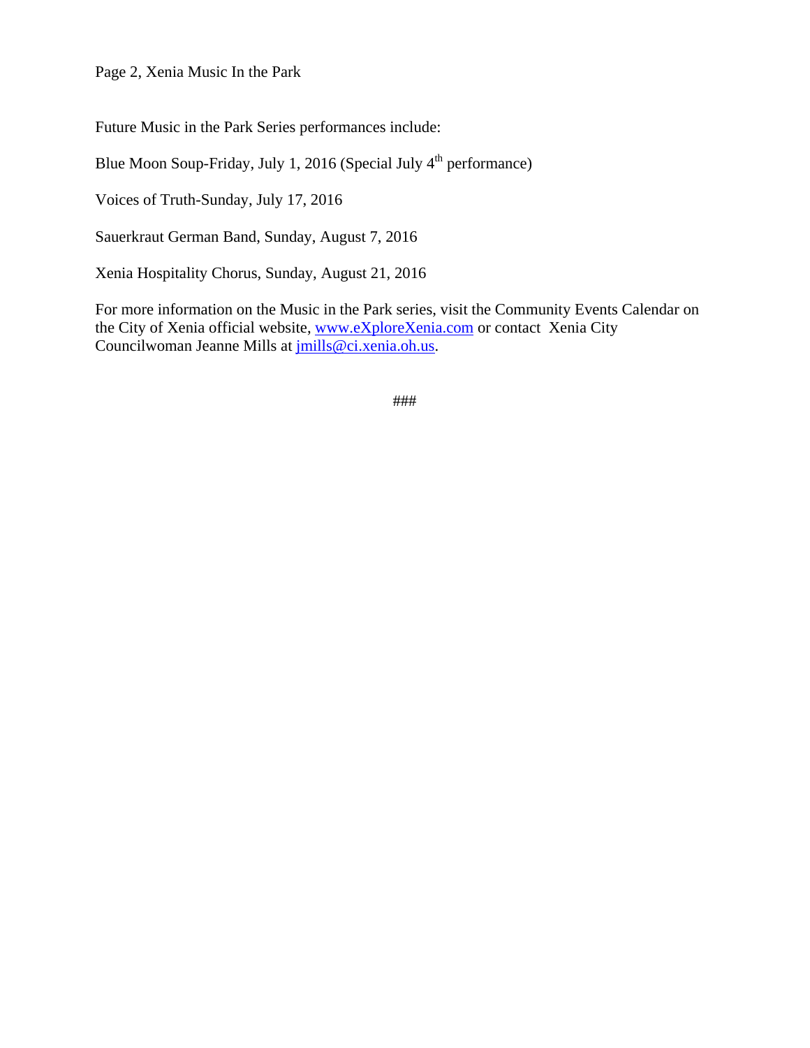Future Music in the Park Series performances include:

Blue Moon Soup-Friday, July 1, 2016 (Special July 4th performance)

Voices of Truth-Sunday, July 17, 2016

Sauerkraut German Band, Sunday, August 7, 2016

Xenia Hospitality Chorus, Sunday, August 21, 2016

For more information on the Music in the Park series, visit the Community Events Calendar on the City of Xenia official website, www.eXploreXenia.com or contact Xenia City Councilwoman Jeanne Mills at jmills@ci.xenia.oh.us.

###